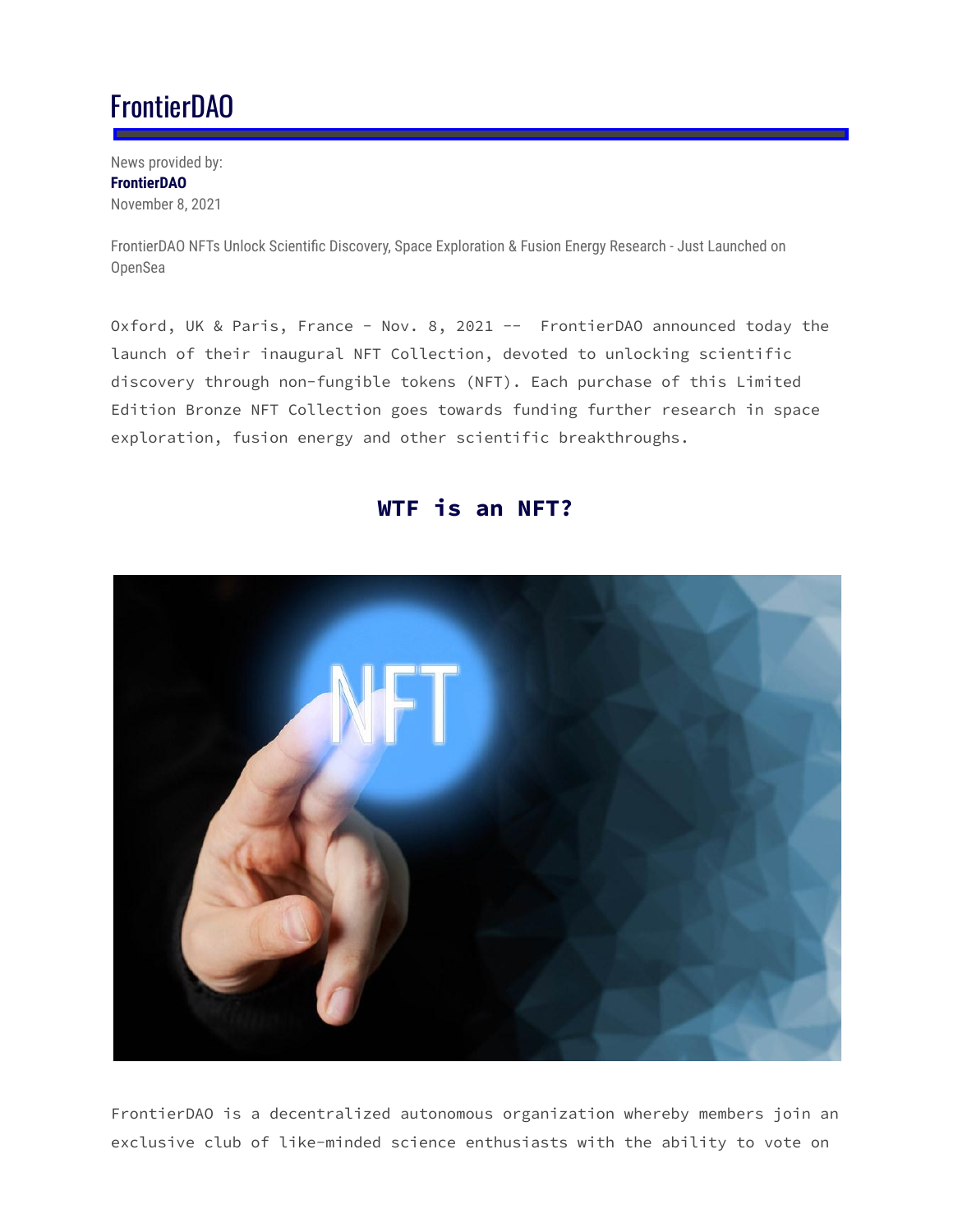# FrontierDAO

News provided by:
**FrontierDAO**
November 8, 2021

FrontierDAO NFTs Unlock Scientific Discovery, Space Exploration & Fusion Energy Research - Just Launched on OpenSea

Oxford, UK & Paris, France - Nov. 8, 2021 -- FrontierDAO announced today the launch of their inaugural NFT Collection, devoted to unlocking scientific discovery through non-fungible tokens (NFT). Each purchase of this Limited Edition Bronze NFT Collection goes towards funding further research in space exploration, fusion energy and other scientific breakthroughs.

## WTF is an NFT?

FrontierDAO is a decentralized autonomous organization whereby members join an exclusive club of like-minded science enthusiasts with the ability to vote on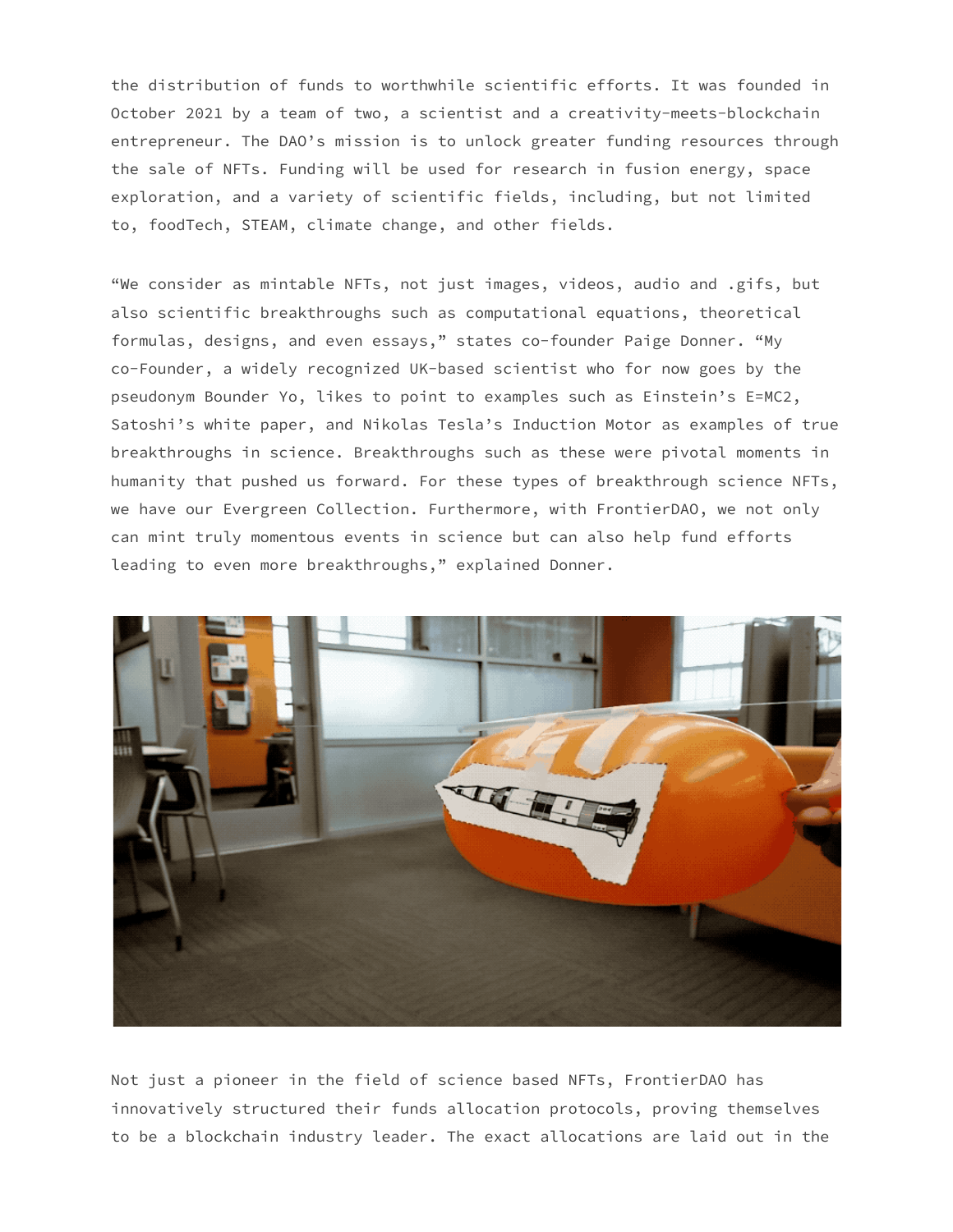the distribution of funds to worthwhile scientific efforts. It was founded in October 2021 by a team of two, a scientist and a creativity-meets-blockchain entrepreneur. The DAO's mission is to unlock greater funding resources through the sale of NFTs. Funding will be used for research in fusion energy, space exploration, and a variety of scientific fields, including, but not limited to, foodTech, STEAM, climate change, and other fields.

"We consider as mintable NFTs, not just images, videos, audio and .gifs, but also scientific breakthroughs such as computational equations, theoretical formulas, designs, and even essays," states co-founder Paige Donner. "My co-Founder, a widely recognized UK-based scientist who for now goes by the pseudonym Bounder Yo, likes to point to examples such as Einstein's E=MC2, Satoshi's white paper, and Nikolas Tesla's Induction Motor as examples of true breakthroughs in science. Breakthroughs such as these were pivotal moments in humanity that pushed us forward. For these types of breakthrough science NFTs, we have our Evergreen Collection. Furthermore, with FrontierDAO, we not only can mint truly momentous events in science but can also help fund efforts leading to even more breakthroughs," explained Donner.

Not just a pioneer in the field of science based NFTs, FrontierDAO has innovatively structured their funds allocation protocols, proving themselves to be a blockchain industry leader. The exact allocations are laid out in the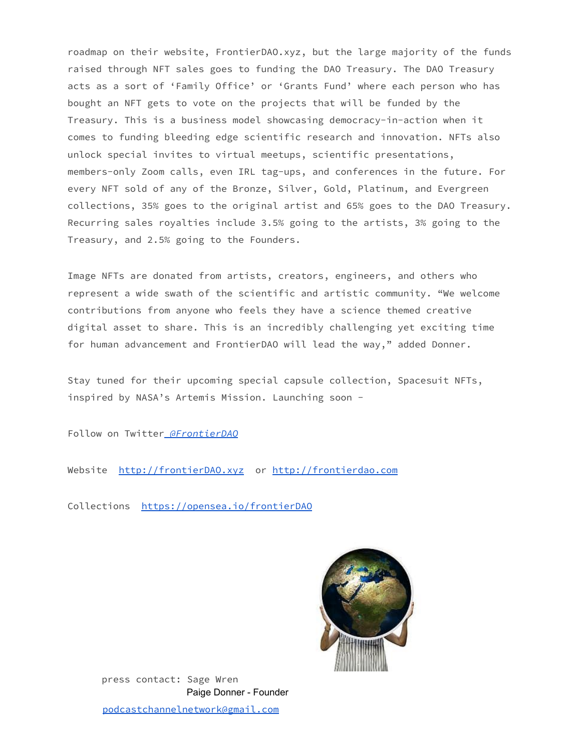roadmap on their website, FrontierDAO.xyz, but the large majority of the funds raised through NFT sales goes to funding the DAO Treasury. The DAO Treasury acts as a sort of 'Family Office' or 'Grants Fund' where each person who has bought an NFT gets to vote on the projects that will be funded by the Treasury. This is a business model showcasing democracy-in-action when it comes to funding bleeding edge scientific research and innovation. NFTs also unlock special invites to virtual meetups, scientific presentations, members-only Zoom calls, even IRL tag-ups, and conferences in the future. For every NFT sold of any of the Bronze, Silver, Gold, Platinum, and Evergreen collections, 35% goes to the original artist and 65% goes to the DAO Treasury. Recurring sales royalties include 3.5% going to the artists, 3% going to the Treasury, and 2.5% going to the Founders.

Image NFTs are donated from artists, creators, engineers, and others who represent a wide swath of the scientific and artistic community. "We welcome contributions from anyone who feels they have a science themed creative digital asset to share. This is an incredibly challenging yet exciting time for human advancement and FrontierDAO will lead the way," added Donner.

Stay tuned for their upcoming special capsule collection, Spacesuit NFTs, inspired by NASA's Artemis Mission. Launching soon -

Follow on Twitter *@FrontierDAO*

Website http://frontierDAO.xyz or http://frontierdao.com

Collections https://opensea.io/frontierDAO

press contact: Sage Wren

Paige Donner - Founder

podcastchannelnetwork@gmail.com